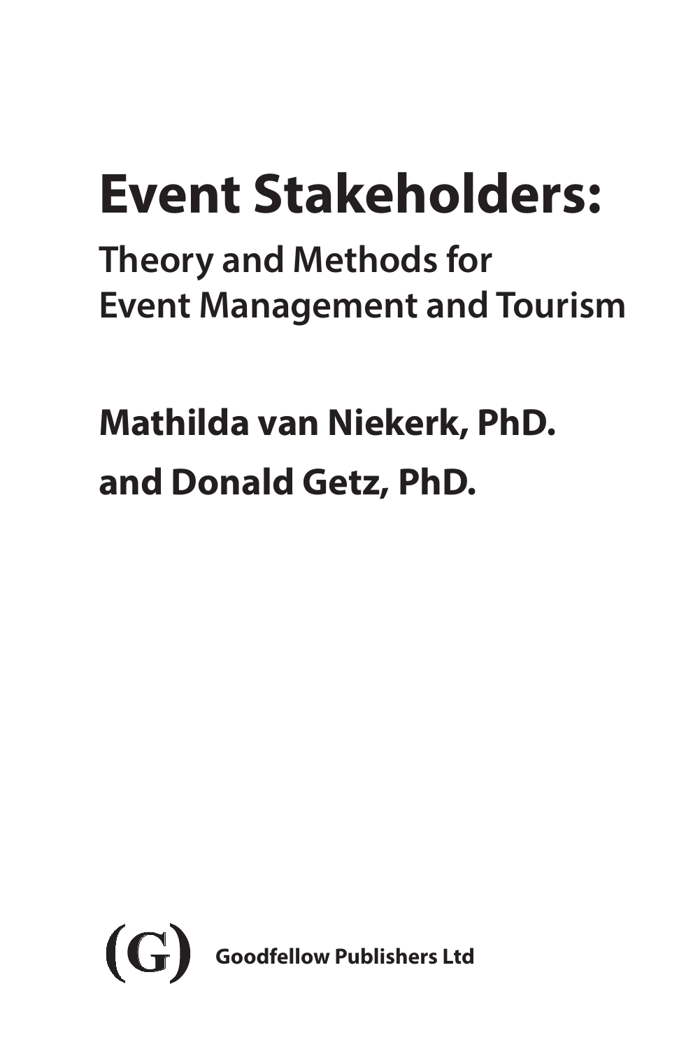# Event Stakeholders:

## Theory and Methods for Event Management and Tourism

**Mathilda van Niekerk, PhD.**

**and Donald Getz, PhD.**

(G) **Goodfellow Publishers Ltd**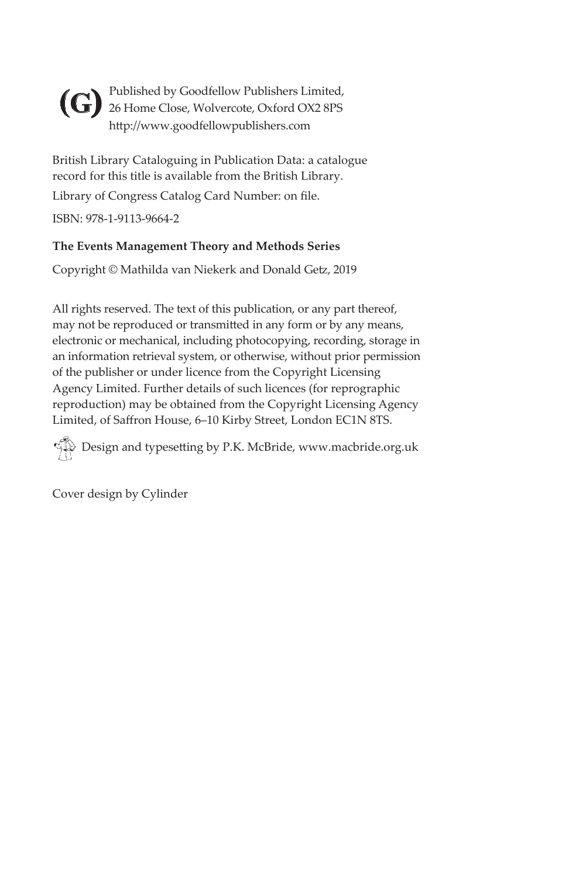Published by Goodfellow Publishers Limited,
26 Home Close, Wolvercote, Oxford OX2 8PS
http://www.goodfellowpublishers.com

British Library Cataloguing in Publication Data: a catalogue record for this title is available from the British Library.

Library of Congress Catalog Card Number: on file.

ISBN: 978-1-9113-9664-2

**The Events Management Theory and Methods Series**

Copyright © Mathilda van Niekerk and Donald Getz, 2019

All rights reserved. The text of this publication, or any part thereof, may not be reproduced or transmitted in any form or by any means, electronic or mechanical, including photocopying, recording, storage in an information retrieval system, or otherwise, without prior permission of the publisher or under licence from the Copyright Licensing Agency Limited. Further details of such licences (for reprographic reproduction) may be obtained from the Copyright Licensing Agency Limited, of Saffron House, 6–10 Kirby Street, London EC1N 8TS.

Design and typesetting by P.K. McBride, www.macbride.org.uk

Cover design by Cylinder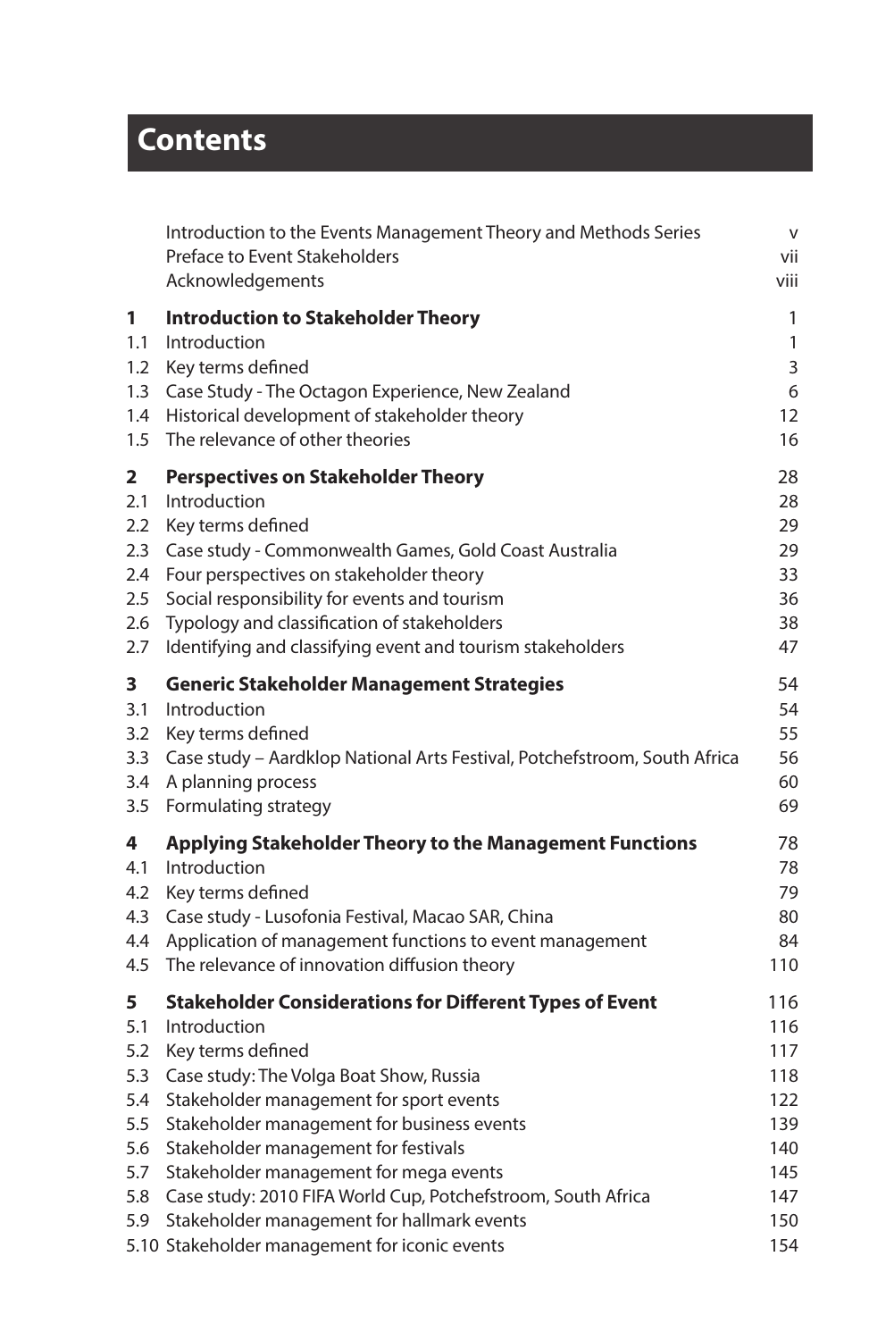# Contents

| | | |
|---|---|---|
| | Introduction to the Events Management Theory and Methods Series | v |
| | Preface to Event Stakeholders | vii |
| | Acknowledgements | viii |
| **1** | **Introduction to Stakeholder Theory** | **1** |
| 1.1 | Introduction | 1 |
| 1.2 | Key terms defined | 3 |
| 1.3 | Case Study - The Octagon Experience, New Zealand | 6 |
| 1.4 | Historical development of stakeholder theory | 12 |
| 1.5 | The relevance of other theories | 16 |
| **2** | **Perspectives on Stakeholder Theory** | **28** |
| 2.1 | Introduction | 28 |
| 2.2 | Key terms defined | 29 |
| 2.3 | Case study - Commonwealth Games, Gold Coast Australia | 29 |
| 2.4 | Four perspectives on stakeholder theory | 33 |
| 2.5 | Social responsibility for events and tourism | 36 |
| 2.6 | Typology and classification of stakeholders | 38 |
| 2.7 | Identifying and classifying event and tourism stakeholders | 47 |
| **3** | **Generic Stakeholder Management Strategies** | **54** |
| 3.1 | Introduction | 54 |
| 3.2 | Key terms defined | 55 |
| 3.3 | Case study – Aardklop National Arts Festival, Potchefstroom, South Africa | 56 |
| 3.4 | A planning process | 60 |
| 3.5 | Formulating strategy | 69 |
| **4** | **Applying Stakeholder Theory to the Management Functions** | **78** |
| 4.1 | Introduction | 78 |
| 4.2 | Key terms defined | 79 |
| 4.3 | Case study - Lusofonia Festival, Macao SAR, China | 80 |
| 4.4 | Application of management functions to event management | 84 |
| 4.5 | The relevance of innovation diffusion theory | 110 |
| **5** | **Stakeholder Considerations for Different Types of Event** | **116** |
| 5.1 | Introduction | 116 |
| 5.2 | Key terms defined | 117 |
| 5.3 | Case study: The Volga Boat Show, Russia | 118 |
| 5.4 | Stakeholder management for sport events | 122 |
| 5.5 | Stakeholder management for business events | 139 |
| 5.6 | Stakeholder management for festivals | 140 |
| 5.7 | Stakeholder management for mega events | 145 |
| 5.8 | Case study: 2010 FIFA World Cup, Potchefstroom, South Africa | 147 |
| 5.9 | Stakeholder management for hallmark events | 150 |
| 5.10 | Stakeholder management for iconic events | 154 |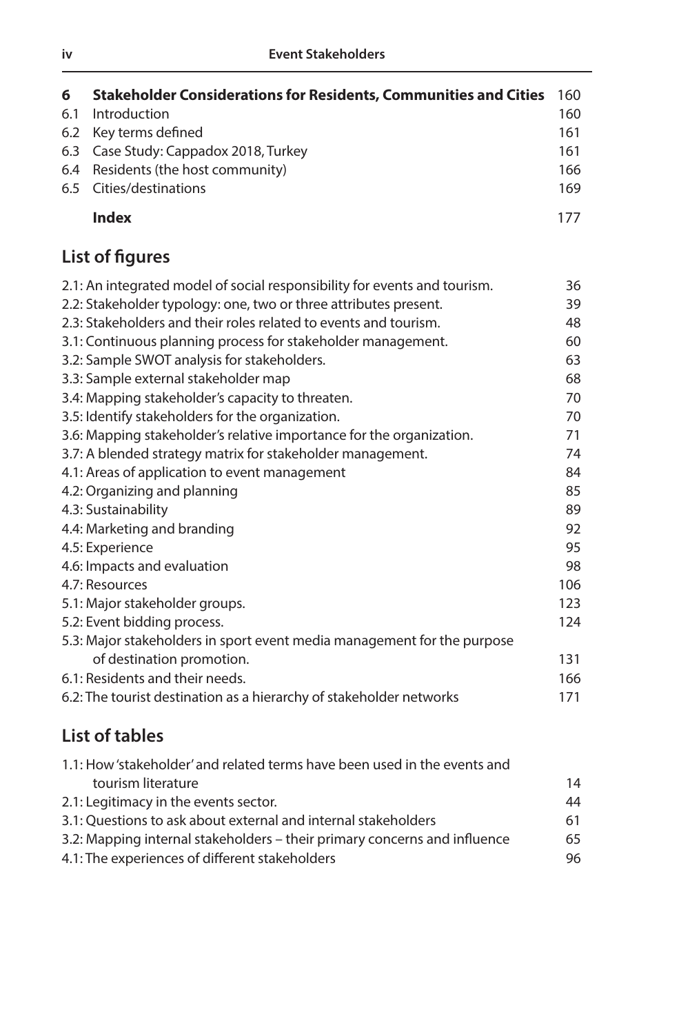| | | |
|---|---|---|
| **6** | **Stakeholder Considerations for Residents, Communities and Cities** | 160 |
| 6.1 | Introduction | 160 |
| 6.2 | Key terms defined | 161 |
| 6.3 | Case Study: Cappadox 2018, Turkey | 161 |
| 6.4 | Residents (the host community) | 166 |
| 6.5 | Cities/destinations | 169 |
| | **Index** | 177 |

## List of figures

| | |
|---|---|
| 2.1: An integrated model of social responsibility for events and tourism. | 36 |
| 2.2: Stakeholder typology: one, two or three attributes present. | 39 |
| 2.3: Stakeholders and their roles related to events and tourism. | 48 |
| 3.1: Continuous planning process for stakeholder management. | 60 |
| 3.2: Sample SWOT analysis for stakeholders. | 63 |
| 3.3: Sample external stakeholder map | 68 |
| 3.4: Mapping stakeholder's capacity to threaten. | 70 |
| 3.5: Identify stakeholders for the organization. | 70 |
| 3.6: Mapping stakeholder's relative importance for the organization. | 71 |
| 3.7: A blended strategy matrix for stakeholder management. | 74 |
| 4.1: Areas of application to event management | 84 |
| 4.2: Organizing and planning | 85 |
| 4.3: Sustainability | 89 |
| 4.4: Marketing and branding | 92 |
| 4.5: Experience | 95 |
| 4.6: Impacts and evaluation | 98 |
| 4.7: Resources | 106 |
| 5.1: Major stakeholder groups. | 123 |
| 5.2: Event bidding process. | 124 |
| 5.3: Major stakeholders in sport event media management for the purpose of destination promotion. | 131 |
| 6.1: Residents and their needs. | 166 |
| 6.2: The tourist destination as a hierarchy of stakeholder networks | 171 |

## List of tables

| | |
|---|---|
| 1.1: How 'stakeholder' and related terms have been used in the events and tourism literature | 14 |
| 2.1: Legitimacy in the events sector. | 44 |
| 3.1: Questions to ask about external and internal stakeholders | 61 |
| 3.2: Mapping internal stakeholders – their primary concerns and influence | 65 |
| 4.1: The experiences of different stakeholders | 96 |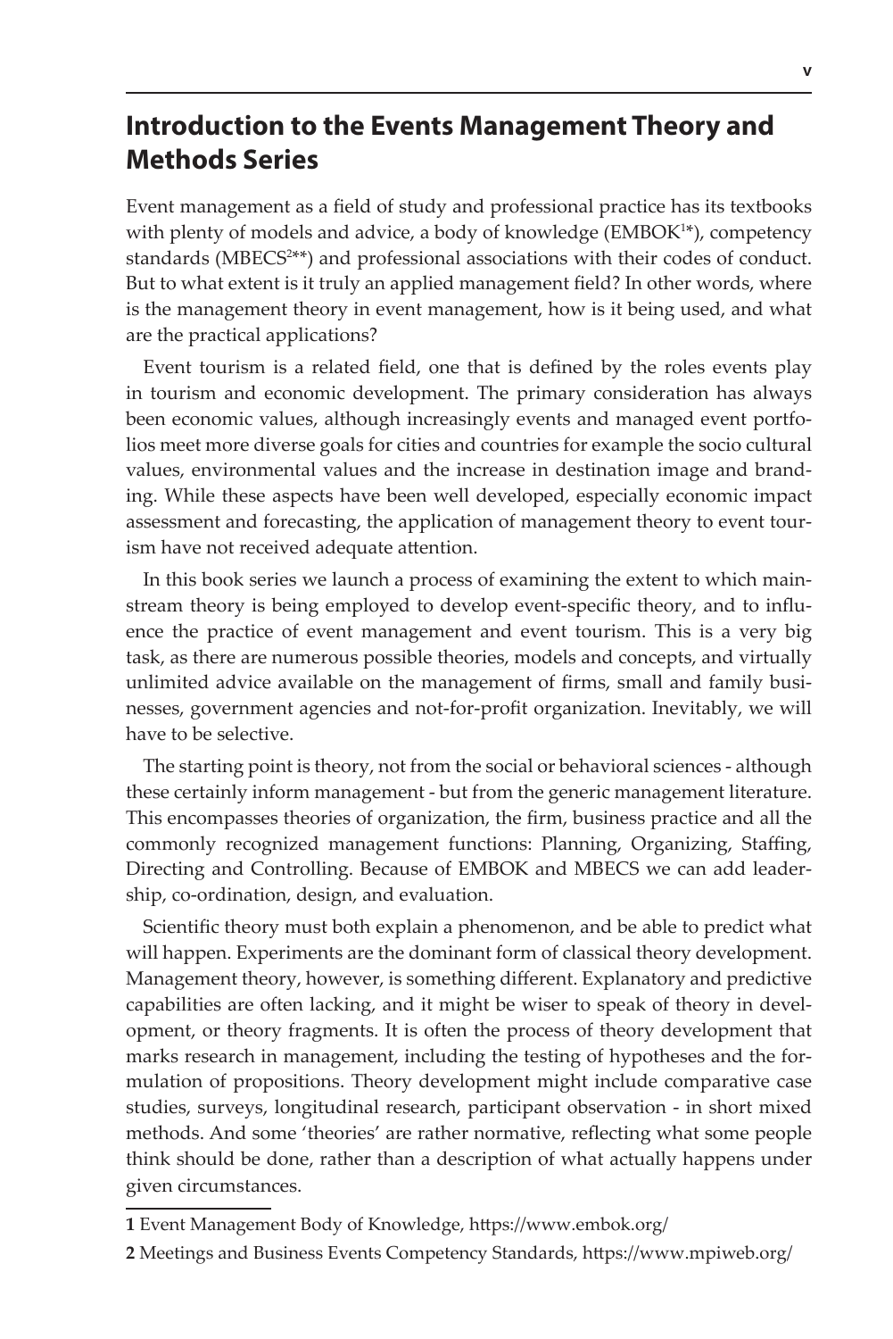## Introduction to the Events Management Theory and Methods Series

Event management as a field of study and professional practice has its textbooks with plenty of models and advice, a body of knowledge (EMBOK[1]*), competency standards (MBECS[2]**) and professional associations with their codes of conduct. But to what extent is it truly an applied management field? In other words, where is the management theory in event management, how is it being used, and what are the practical applications?

Event tourism is a related field, one that is defined by the roles events play in tourism and economic development. The primary consideration has always been economic values, although increasingly events and managed event portfolios meet more diverse goals for cities and countries for example the socio cultural values, environmental values and the increase in destination image and branding. While these aspects have been well developed, especially economic impact assessment and forecasting, the application of management theory to event tourism have not received adequate attention.

In this book series we launch a process of examining the extent to which mainstream theory is being employed to develop event-specific theory, and to influence the practice of event management and event tourism. This is a very big task, as there are numerous possible theories, models and concepts, and virtually unlimited advice available on the management of firms, small and family businesses, government agencies and not-for-profit organization. Inevitably, we will have to be selective.

The starting point is theory, not from the social or behavioral sciences - although these certainly inform management - but from the generic management literature. This encompasses theories of organization, the firm, business practice and all the commonly recognized management functions: Planning, Organizing, Staffing, Directing and Controlling. Because of EMBOK and MBECS we can add leadership, co-ordination, design, and evaluation.

Scientific theory must both explain a phenomenon, and be able to predict what will happen. Experiments are the dominant form of classical theory development. Management theory, however, is something different. Explanatory and predictive capabilities are often lacking, and it might be wiser to speak of theory in development, or theory fragments. It is often the process of theory development that marks research in management, including the testing of hypotheses and the formulation of propositions. Theory development might include comparative case studies, surveys, longitudinal research, participant observation - in short mixed methods. And some 'theories' are rather normative, reflecting what some people think should be done, rather than a description of what actually happens under given circumstances.

**1** Event Management Body of Knowledge, https://www.embok.org/

**2** Meetings and Business Events Competency Standards, https://www.mpiweb.org/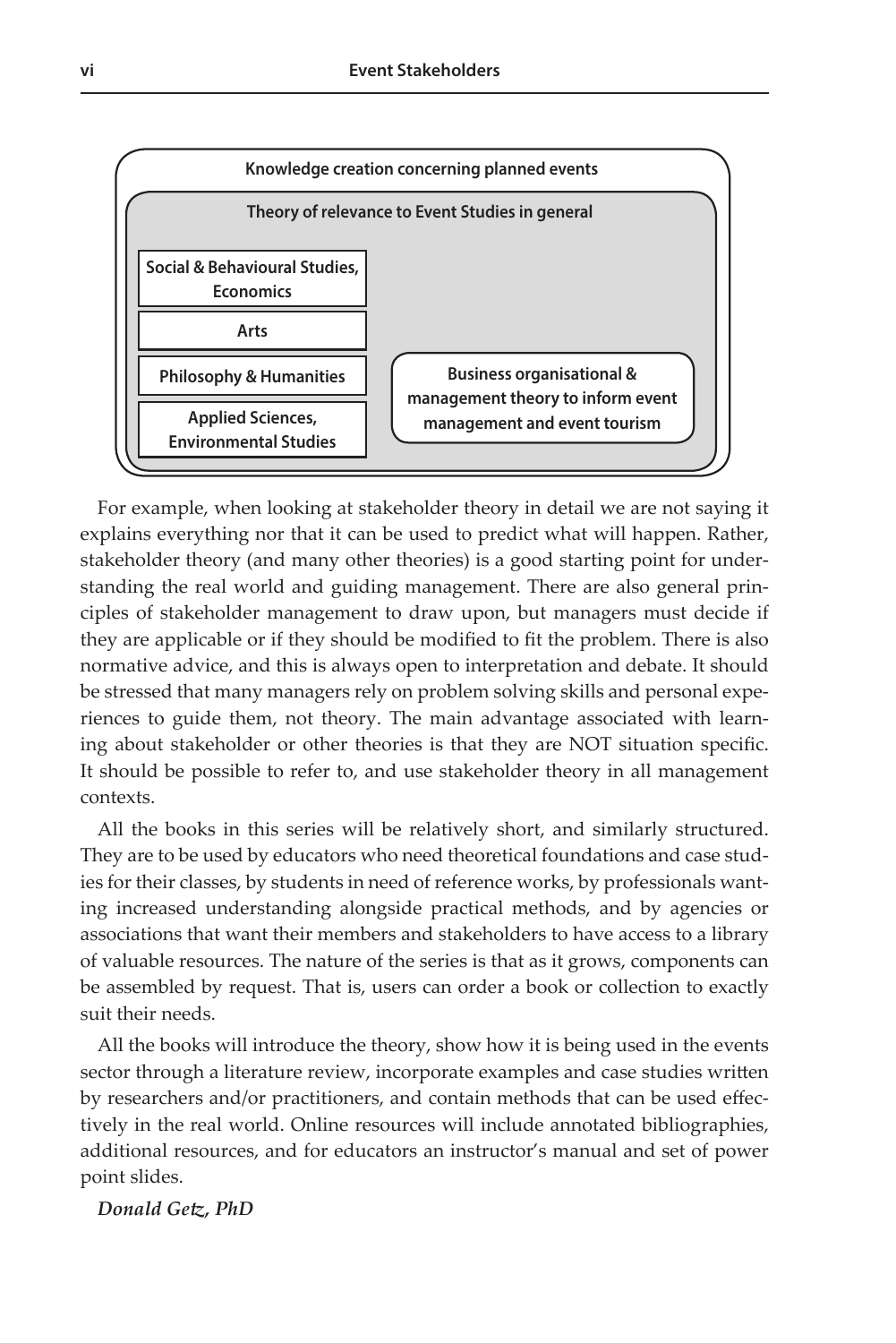Knowledge creation concerning planned events

Theory of relevance to Event Studies in general

- Social & Behavioural Studies, Economics
- Arts
- Philosophy & Humanities
- Applied Sciences, Environmental Studies

Business organisational & management theory to inform event management and event tourism

For example, when looking at stakeholder theory in detail we are not saying it explains everything nor that it can be used to predict what will happen. Rather, stakeholder theory (and many other theories) is a good starting point for understanding the real world and guiding management. There are also general principles of stakeholder management to draw upon, but managers must decide if they are applicable or if they should be modified to fit the problem. There is also normative advice, and this is always open to interpretation and debate. It should be stressed that many managers rely on problem solving skills and personal experiences to guide them, not theory. The main advantage associated with learning about stakeholder or other theories is that they are NOT situation specific. It should be possible to refer to, and use stakeholder theory in all management contexts.

All the books in this series will be relatively short, and similarly structured. They are to be used by educators who need theoretical foundations and case studies for their classes, by students in need of reference works, by professionals wanting increased understanding alongside practical methods, and by agencies or associations that want their members and stakeholders to have access to a library of valuable resources. The nature of the series is that as it grows, components can be assembled by request. That is, users can order a book or collection to exactly suit their needs.

All the books will introduce the theory, show how it is being used in the events sector through a literature review, incorporate examples and case studies written by researchers and/or practitioners, and contain methods that can be used effectively in the real world. Online resources will include annotated bibliographies, additional resources, and for educators an instructor's manual and set of power point slides.

***Donald Getz, PhD***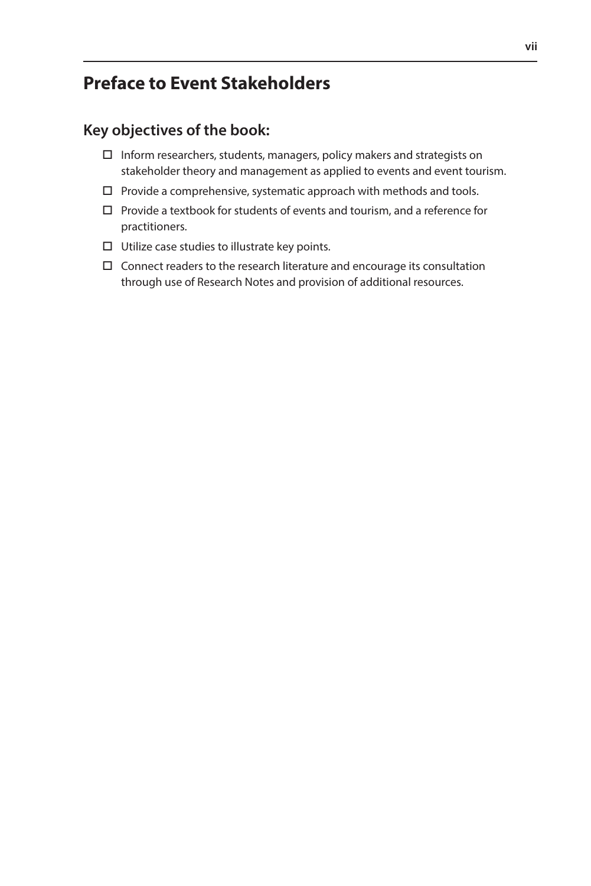# Preface to Event Stakeholders

## Key objectives of the book:

- ☐ Inform researchers, students, managers, policy makers and strategists on stakeholder theory and management as applied to events and event tourism.
- ☐ Provide a comprehensive, systematic approach with methods and tools.
- ☐ Provide a textbook for students of events and tourism, and a reference for practitioners.
- ☐ Utilize case studies to illustrate key points.
- ☐ Connect readers to the research literature and encourage its consultation through use of Research Notes and provision of additional resources.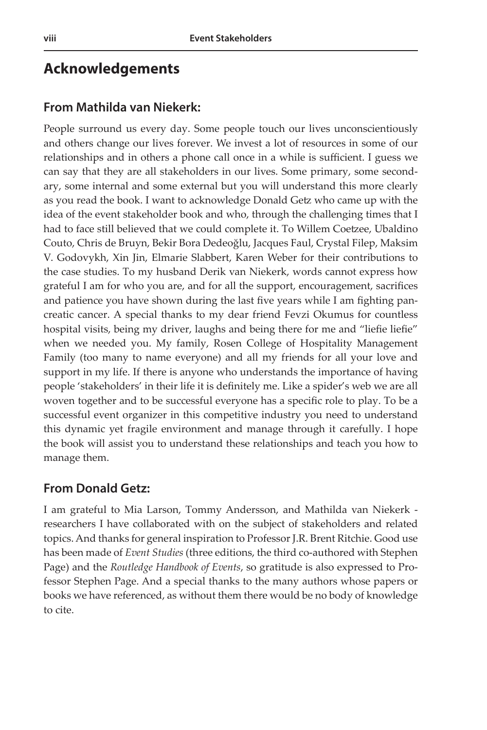# Acknowledgements

## From Mathilda van Niekerk:

People surround us every day. Some people touch our lives unconscientiously and others change our lives forever. We invest a lot of resources in some of our relationships and in others a phone call once in a while is sufficient. I guess we can say that they are all stakeholders in our lives. Some primary, some secondary, some internal and some external but you will understand this more clearly as you read the book. I want to acknowledge Donald Getz who came up with the idea of the event stakeholder book and who, through the challenging times that I had to face still believed that we could complete it. To Willem Coetzee, Ubaldino Couto, Chris de Bruyn, Bekir Bora Dedeoğlu, Jacques Faul, Crystal Filep, Maksim V. Godovykh, Xin Jin, Elmarie Slabbert, Karen Weber for their contributions to the case studies. To my husband Derik van Niekerk, words cannot express how grateful I am for who you are, and for all the support, encouragement, sacrifices and patience you have shown during the last five years while I am fighting pancreatic cancer. A special thanks to my dear friend Fevzi Okumus for countless hospital visits, being my driver, laughs and being there for me and "liefie liefie" when we needed you. My family, Rosen College of Hospitality Management Family (too many to name everyone) and all my friends for all your love and support in my life. If there is anyone who understands the importance of having people 'stakeholders' in their life it is definitely me. Like a spider's web we are all woven together and to be successful everyone has a specific role to play. To be a successful event organizer in this competitive industry you need to understand this dynamic yet fragile environment and manage through it carefully. I hope the book will assist you to understand these relationships and teach you how to manage them.

## From Donald Getz:

I am grateful to Mia Larson, Tommy Andersson, and Mathilda van Niekerk - researchers I have collaborated with on the subject of stakeholders and related topics. And thanks for general inspiration to Professor J.R. Brent Ritchie. Good use has been made of *Event Studies* (three editions, the third co-authored with Stephen Page) and the *Routledge Handbook of Events*, so gratitude is also expressed to Professor Stephen Page. And a special thanks to the many authors whose papers or books we have referenced, as without them there would be no body of knowledge to cite.